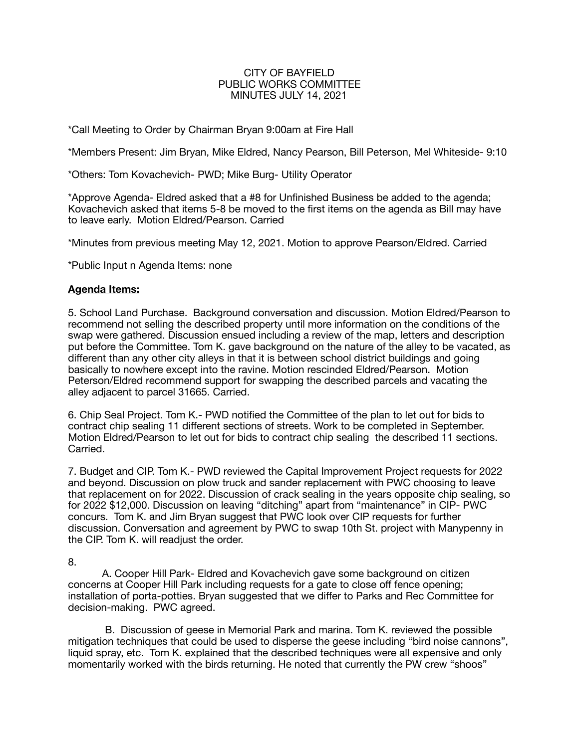CITY OF BAYFIELD
PUBLIC WORKS COMMITTEE
MINUTES JULY 14, 2021

*Call Meeting to Order by Chairman Bryan 9:00am at Fire Hall

*Members Present: Jim Bryan, Mike Eldred, Nancy Pearson, Bill Peterson, Mel Whiteside- 9:10

*Others: Tom Kovachevich- PWD; Mike Burg- Utility Operator

*Approve Agenda- Eldred asked that a #8 for Unfinished Business be added to the agenda; Kovachevich asked that items 5-8 be moved to the first items on the agenda as Bill may have to leave early. Motion Eldred/Pearson. Carried

*Minutes from previous meeting May 12, 2021. Motion to approve Pearson/Eldred. Carried

*Public Input n Agenda Items: none

**<u>Agenda Items:</u>**

5. School Land Purchase. Background conversation and discussion. Motion Eldred/Pearson to recommend not selling the described property until more information on the conditions of the swap were gathered. Discussion ensued including a review of the map, letters and description put before the Committee. Tom K. gave background on the nature of the alley to be vacated, as different than any other city alleys in that it is between school district buildings and going basically to nowhere except into the ravine. Motion rescinded Eldred/Pearson. Motion Peterson/Eldred recommend support for swapping the described parcels and vacating the alley adjacent to parcel 31665. Carried.

6. Chip Seal Project. Tom K.- PWD notified the Committee of the plan to let out for bids to contract chip sealing 11 different sections of streets. Work to be completed in September. Motion Eldred/Pearson to let out for bids to contract chip sealing the described 11 sections. Carried.

7. Budget and CIP. Tom K.- PWD reviewed the Capital Improvement Project requests for 2022 and beyond. Discussion on plow truck and sander replacement with PWC choosing to leave that replacement on for 2022. Discussion of crack sealing in the years opposite chip sealing, so for 2022 $12,000. Discussion on leaving "ditching" apart from "maintenance" in CIP- PWC concurs. Tom K. and Jim Bryan suggest that PWC look over CIP requests for further discussion. Conversation and agreement by PWC to swap 10th St. project with Manypenny in the CIP. Tom K. will readjust the order.

8.

A. Cooper Hill Park- Eldred and Kovachevich gave some background on citizen concerns at Cooper Hill Park including requests for a gate to close off fence opening; installation of porta-potties. Bryan suggested that we differ to Parks and Rec Committee for decision-making. PWC agreed.

B. Discussion of geese in Memorial Park and marina. Tom K. reviewed the possible mitigation techniques that could be used to disperse the geese including "bird noise cannons", liquid spray, etc. Tom K. explained that the described techniques were all expensive and only momentarily worked with the birds returning. He noted that currently the PW crew "shoos"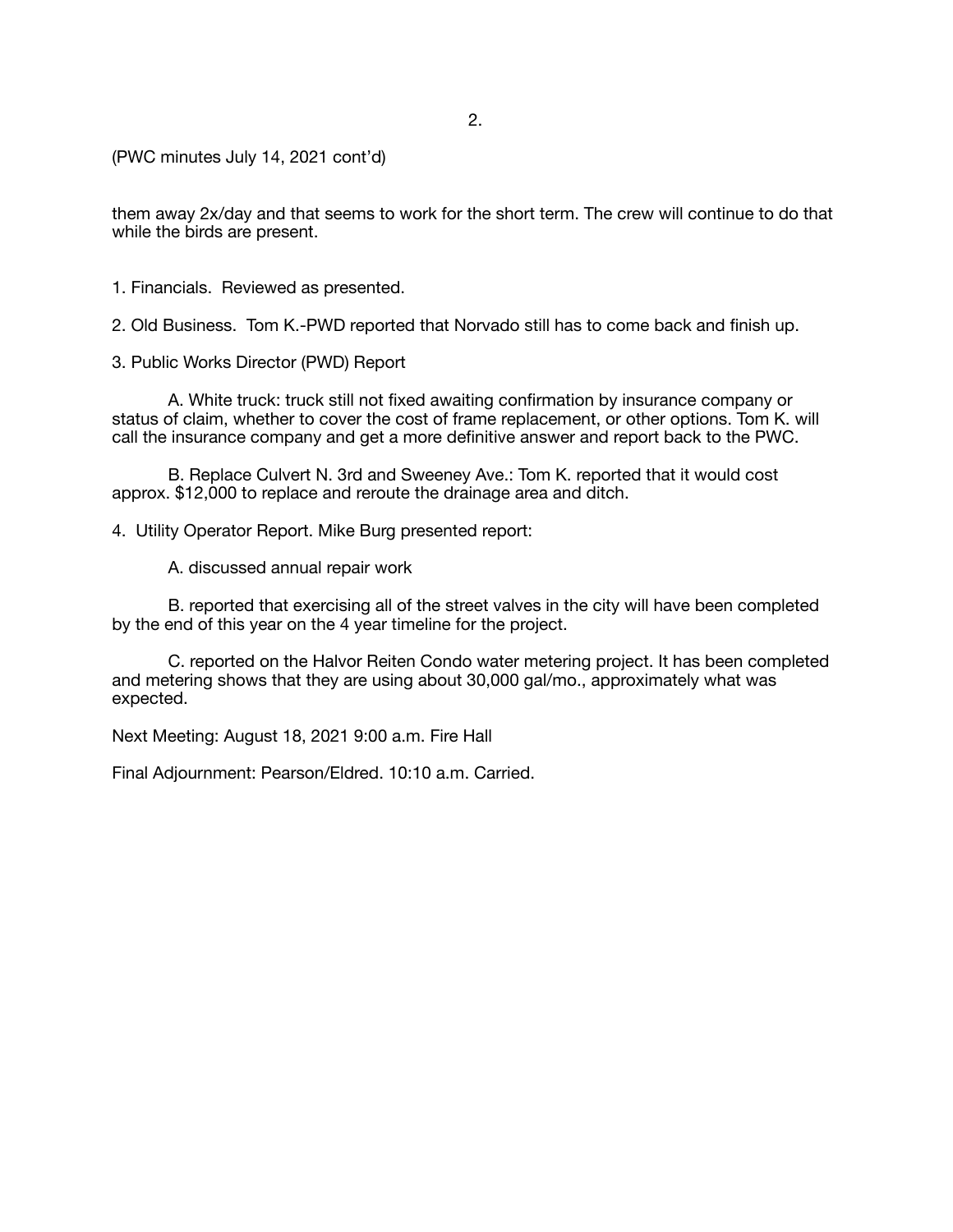(PWC minutes July 14, 2021 cont'd)

them away 2x/day and that seems to work for the short term. The crew will continue to do that while the birds are present.

1. Financials. Reviewed as presented.

2. Old Business. Tom K.-PWD reported that Norvado still has to come back and finish up.

3. Public Works Director (PWD) Report

A. White truck: truck still not fixed awaiting confirmation by insurance company or status of claim, whether to cover the cost of frame replacement, or other options. Tom K. will call the insurance company and get a more definitive answer and report back to the PWC.

B. Replace Culvert N. 3rd and Sweeney Ave.: Tom K. reported that it would cost approx. $12,000 to replace and reroute the drainage area and ditch.

4. Utility Operator Report. Mike Burg presented report:

A. discussed annual repair work

B. reported that exercising all of the street valves in the city will have been completed by the end of this year on the 4 year timeline for the project.

C. reported on the Halvor Reiten Condo water metering project. It has been completed and metering shows that they are using about 30,000 gal/mo., approximately what was expected.

Next Meeting: August 18, 2021 9:00 a.m. Fire Hall

Final Adjournment: Pearson/Eldred. 10:10 a.m. Carried.